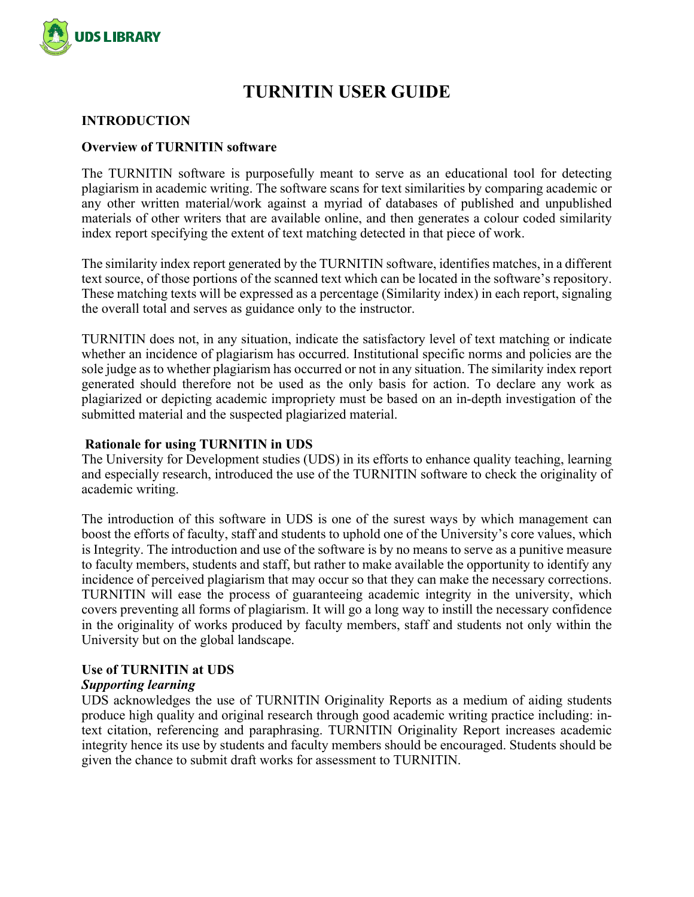# TURNITIN USER GUIDE

## INTRODUCTION

### Overview of TURNITIN software

The TURNITIN software is purposefully meant to serve as an educational tool for detecting plagiarism in academic writing. The software scans for text similarities by comparing academic or any other written material/work against a myriad of databases of published and unpublished materials of other writers that are available online, and then generates a colour coded similarity index report specifying the extent of text matching detected in that piece of work.

The similarity index report generated by the TURNITIN software, identifies matches, in a different text source, of those portions of the scanned text which can be located in the software's repository. These matching texts will be expressed as a percentage (Similarity index) in each report, signaling the overall total and serves as guidance only to the instructor.

TURNITIN does not, in any situation, indicate the satisfactory level of text matching or indicate whether an incidence of plagiarism has occurred. Institutional specific norms and policies are the sole judge as to whether plagiarism has occurred or not in any situation. The similarity index report generated should therefore not be used as the only basis for action. To declare any work as plagiarized or depicting academic impropriety must be based on an in-depth investigation of the submitted material and the suspected plagiarized material.

### Rationale for using TURNITIN in UDS

The University for Development studies (UDS) in its efforts to enhance quality teaching, learning and especially research, introduced the use of the TURNITIN software to check the originality of academic writing.

The introduction of this software in UDS is one of the surest ways by which management can boost the efforts of faculty, staff and students to uphold one of the University's core values, which is Integrity. The introduction and use of the software is by no means to serve as a punitive measure to faculty members, students and staff, but rather to make available the opportunity to identify any incidence of perceived plagiarism that may occur so that they can make the necessary corrections. TURNITIN will ease the process of guaranteeing academic integrity in the university, which covers preventing all forms of plagiarism. It will go a long way to instill the necessary confidence in the originality of works produced by faculty members, staff and students not only within the University but on the global landscape.

### Use of TURNITIN at UDS

***Supporting learning***

UDS acknowledges the use of TURNITIN Originality Reports as a medium of aiding students produce high quality and original research through good academic writing practice including: in-text citation, referencing and paraphrasing. TURNITIN Originality Report increases academic integrity hence its use by students and faculty members should be encouraged. Students should be given the chance to submit draft works for assessment to TURNITIN.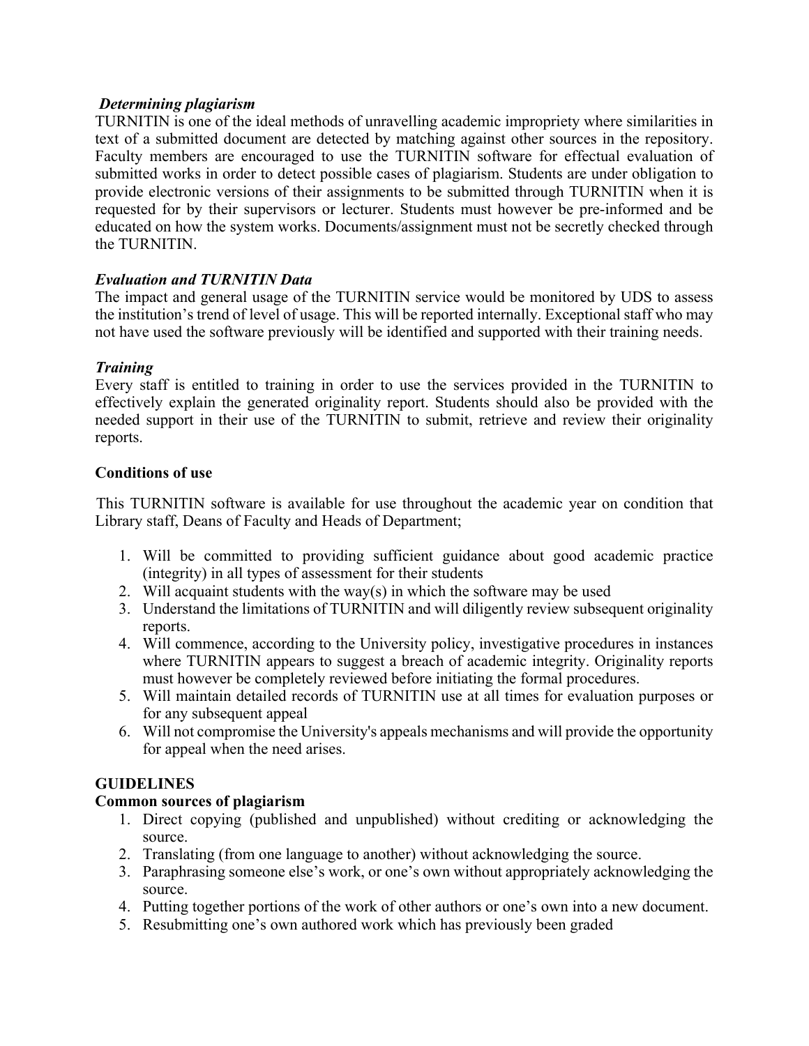***Determining plagiarism***

TURNITIN is one of the ideal methods of unravelling academic impropriety where similarities in text of a submitted document are detected by matching against other sources in the repository. Faculty members are encouraged to use the TURNITIN software for effectual evaluation of submitted works in order to detect possible cases of plagiarism. Students are under obligation to provide electronic versions of their assignments to be submitted through TURNITIN when it is requested for by their supervisors or lecturer. Students must however be pre-informed and be educated on how the system works. Documents/assignment must not be secretly checked through the TURNITIN.

***Evaluation and TURNITIN Data***

The impact and general usage of the TURNITIN service would be monitored by UDS to assess the institution's trend of level of usage. This will be reported internally. Exceptional staff who may not have used the software previously will be identified and supported with their training needs.

***Training***

Every staff is entitled to training in order to use the services provided in the TURNITIN to effectively explain the generated originality report. Students should also be provided with the needed support in their use of the TURNITIN to submit, retrieve and review their originality reports.

**Conditions of use**

This TURNITIN software is available for use throughout the academic year on condition that Library staff, Deans of Faculty and Heads of Department;

1. Will be committed to providing sufficient guidance about good academic practice (integrity) in all types of assessment for their students
2. Will acquaint students with the way(s) in which the software may be used
3. Understand the limitations of TURNITIN and will diligently review subsequent originality reports.
4. Will commence, according to the University policy, investigative procedures in instances where TURNITIN appears to suggest a breach of academic integrity. Originality reports must however be completely reviewed before initiating the formal procedures.
5. Will maintain detailed records of TURNITIN use at all times for evaluation purposes or for any subsequent appeal
6. Will not compromise the University's appeals mechanisms and will provide the opportunity for appeal when the need arises.

**GUIDELINES**

**Common sources of plagiarism**

1. Direct copying (published and unpublished) without crediting or acknowledging the source.
2. Translating (from one language to another) without acknowledging the source.
3. Paraphrasing someone else's work, or one's own without appropriately acknowledging the source.
4. Putting together portions of the work of other authors or one's own into a new document.
5. Resubmitting one's own authored work which has previously been graded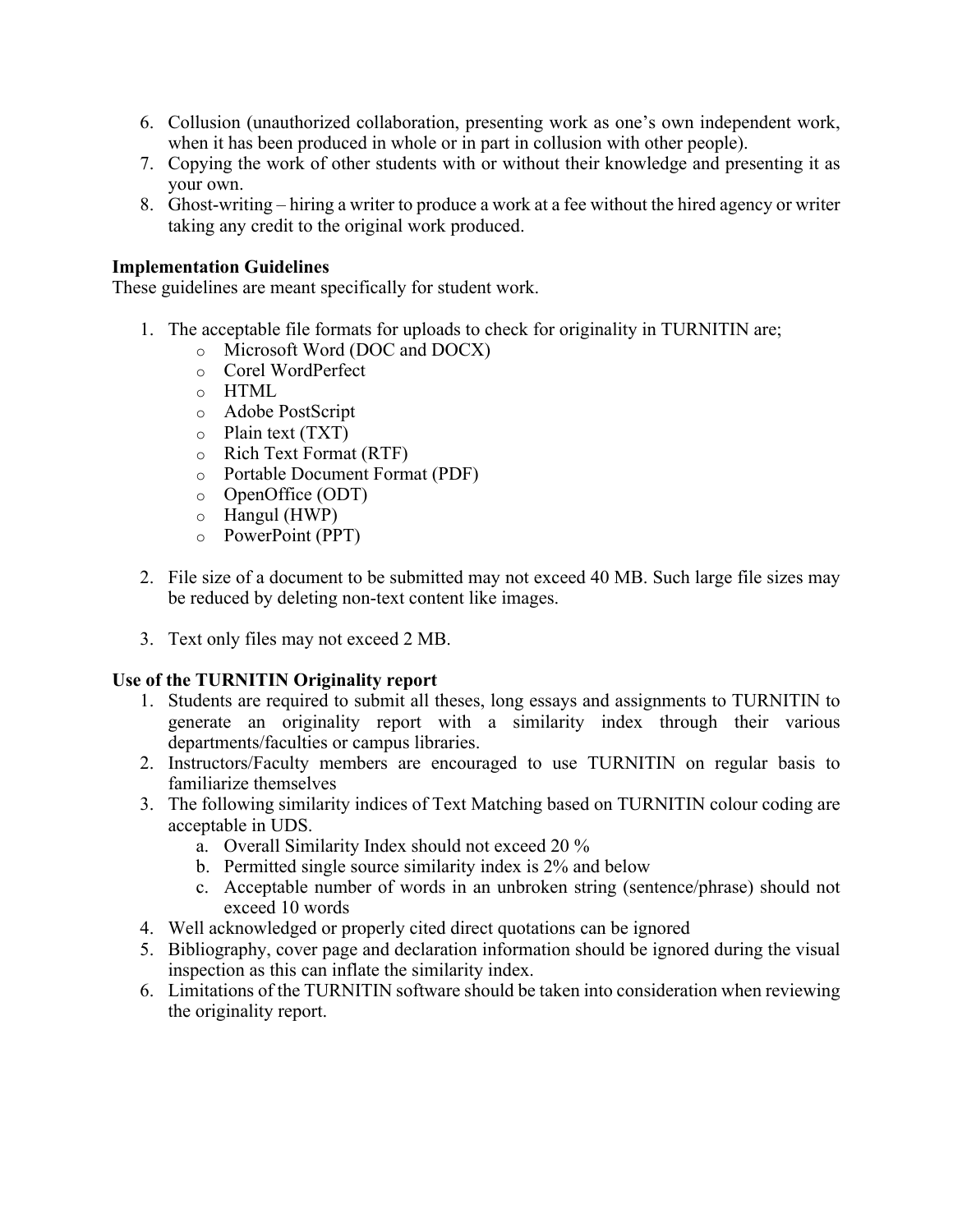6. Collusion (unauthorized collaboration, presenting work as one's own independent work, when it has been produced in whole or in part in collusion with other people).
7. Copying the work of other students with or without their knowledge and presenting it as your own.
8. Ghost-writing – hiring a writer to produce a work at a fee without the hired agency or writer taking any credit to the original work produced.

**Implementation Guidelines**

These guidelines are meant specifically for student work.

1. The acceptable file formats for uploads to check for originality in TURNITIN are;
    - Microsoft Word (DOC and DOCX)
    - Corel WordPerfect
    - HTML
    - Adobe PostScript
    - Plain text (TXT)
    - Rich Text Format (RTF)
    - Portable Document Format (PDF)
    - OpenOffice (ODT)
    - Hangul (HWP)
    - PowerPoint (PPT)

2. File size of a document to be submitted may not exceed 40 MB. Such large file sizes may be reduced by deleting non-text content like images.

3. Text only files may not exceed 2 MB.

**Use of the TURNITIN Originality report**

1. Students are required to submit all theses, long essays and assignments to TURNITIN to generate an originality report with a similarity index through their various departments/faculties or campus libraries.
2. Instructors/Faculty members are encouraged to use TURNITIN on regular basis to familiarize themselves
3. The following similarity indices of Text Matching based on TURNITIN colour coding are acceptable in UDS.
    a. Overall Similarity Index should not exceed 20 %
    b. Permitted single source similarity index is 2% and below
    c. Acceptable number of words in an unbroken string (sentence/phrase) should not exceed 10 words
4. Well acknowledged or properly cited direct quotations can be ignored
5. Bibliography, cover page and declaration information should be ignored during the visual inspection as this can inflate the similarity index.
6. Limitations of the TURNITIN software should be taken into consideration when reviewing the originality report.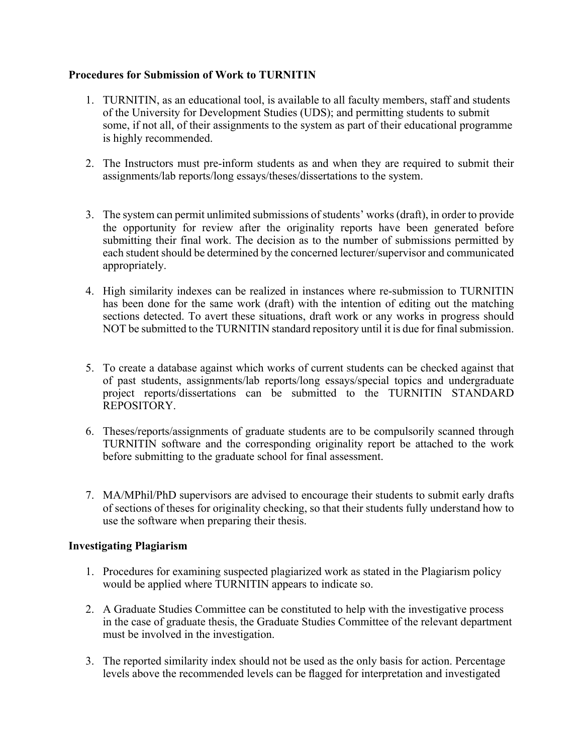**Procedures for Submission of Work to TURNITIN**

1. TURNITIN, as an educational tool, is available to all faculty members, staff and students of the University for Development Studies (UDS); and permitting students to submit some, if not all, of their assignments to the system as part of their educational programme is highly recommended.

2. The Instructors must pre-inform students as and when they are required to submit their assignments/lab reports/long essays/theses/dissertations to the system.

3. The system can permit unlimited submissions of students' works (draft), in order to provide the opportunity for review after the originality reports have been generated before submitting their final work. The decision as to the number of submissions permitted by each student should be determined by the concerned lecturer/supervisor and communicated appropriately.

4. High similarity indexes can be realized in instances where re-submission to TURNITIN has been done for the same work (draft) with the intention of editing out the matching sections detected. To avert these situations, draft work or any works in progress should NOT be submitted to the TURNITIN standard repository until it is due for final submission.

5. To create a database against which works of current students can be checked against that of past students, assignments/lab reports/long essays/special topics and undergraduate project reports/dissertations can be submitted to the TURNITIN STANDARD REPOSITORY.

6. Theses/reports/assignments of graduate students are to be compulsorily scanned through TURNITIN software and the corresponding originality report be attached to the work before submitting to the graduate school for final assessment.

7. MA/MPhil/PhD supervisors are advised to encourage their students to submit early drafts of sections of theses for originality checking, so that their students fully understand how to use the software when preparing their thesis.

**Investigating Plagiarism**

1. Procedures for examining suspected plagiarized work as stated in the Plagiarism policy would be applied where TURNITIN appears to indicate so.

2. A Graduate Studies Committee can be constituted to help with the investigative process in the case of graduate thesis, the Graduate Studies Committee of the relevant department must be involved in the investigation.

3. The reported similarity index should not be used as the only basis for action. Percentage levels above the recommended levels can be flagged for interpretation and investigated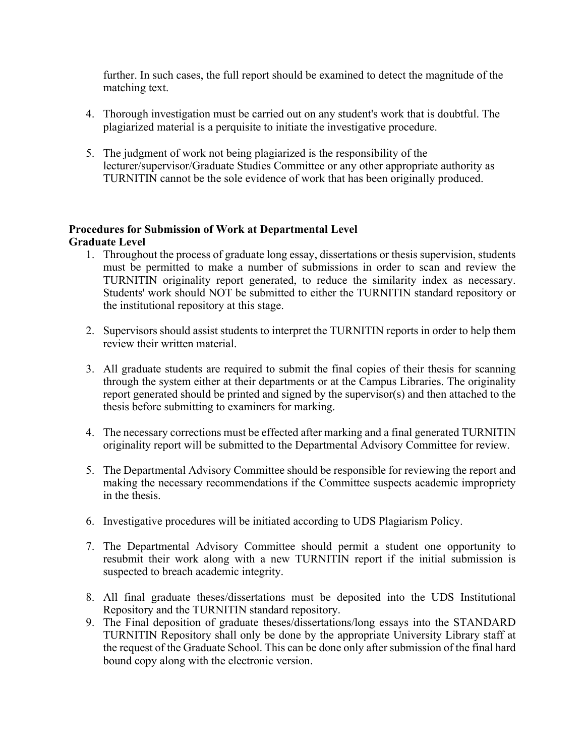further. In such cases, the full report should be examined to detect the magnitude of the matching text.

4. Thorough investigation must be carried out on any student's work that is doubtful. The plagiarized material is a perquisite to initiate the investigative procedure.

5. The judgment of work not being plagiarized is the responsibility of the lecturer/supervisor/Graduate Studies Committee or any other appropriate authority as TURNITIN cannot be the sole evidence of work that has been originally produced.

**Procedures for Submission of Work at Departmental Level**
**Graduate Level**

1. Throughout the process of graduate long essay, dissertations or thesis supervision, students must be permitted to make a number of submissions in order to scan and review the TURNITIN originality report generated, to reduce the similarity index as necessary. Students' work should NOT be submitted to either the TURNITIN standard repository or the institutional repository at this stage.

2. Supervisors should assist students to interpret the TURNITIN reports in order to help them review their written material.

3. All graduate students are required to submit the final copies of their thesis for scanning through the system either at their departments or at the Campus Libraries. The originality report generated should be printed and signed by the supervisor(s) and then attached to the thesis before submitting to examiners for marking.

4. The necessary corrections must be effected after marking and a final generated TURNITIN originality report will be submitted to the Departmental Advisory Committee for review.

5. The Departmental Advisory Committee should be responsible for reviewing the report and making the necessary recommendations if the Committee suspects academic impropriety in the thesis.

6. Investigative procedures will be initiated according to UDS Plagiarism Policy.

7. The Departmental Advisory Committee should permit a student one opportunity to resubmit their work along with a new TURNITIN report if the initial submission is suspected to breach academic integrity.

8. All final graduate theses/dissertations must be deposited into the UDS Institutional Repository and the TURNITIN standard repository.
9. The Final deposition of graduate theses/dissertations/long essays into the STANDARD TURNITIN Repository shall only be done by the appropriate University Library staff at the request of the Graduate School. This can be done only after submission of the final hard bound copy along with the electronic version.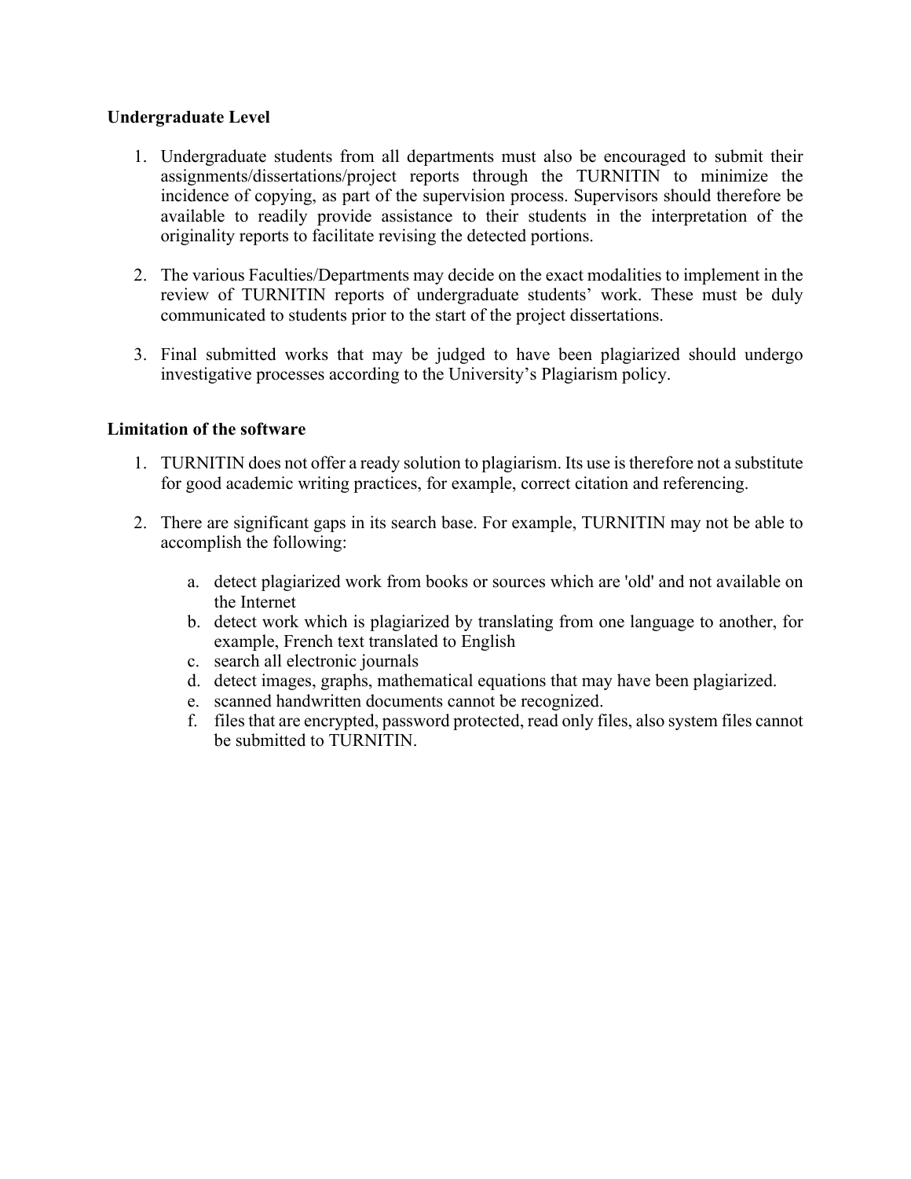**Undergraduate Level**

1. Undergraduate students from all departments must also be encouraged to submit their assignments/dissertations/project reports through the TURNITIN to minimize the incidence of copying, as part of the supervision process. Supervisors should therefore be available to readily provide assistance to their students in the interpretation of the originality reports to facilitate revising the detected portions.

2. The various Faculties/Departments may decide on the exact modalities to implement in the review of TURNITIN reports of undergraduate students' work. These must be duly communicated to students prior to the start of the project dissertations.

3. Final submitted works that may be judged to have been plagiarized should undergo investigative processes according to the University's Plagiarism policy.

**Limitation of the software**

1. TURNITIN does not offer a ready solution to plagiarism. Its use is therefore not a substitute for good academic writing practices, for example, correct citation and referencing.

2. There are significant gaps in its search base. For example, TURNITIN may not be able to accomplish the following:

    a. detect plagiarized work from books or sources which are 'old' and not available on the Internet
    b. detect work which is plagiarized by translating from one language to another, for example, French text translated to English
    c. search all electronic journals
    d. detect images, graphs, mathematical equations that may have been plagiarized.
    e. scanned handwritten documents cannot be recognized.
    f. files that are encrypted, password protected, read only files, also system files cannot be submitted to TURNITIN.